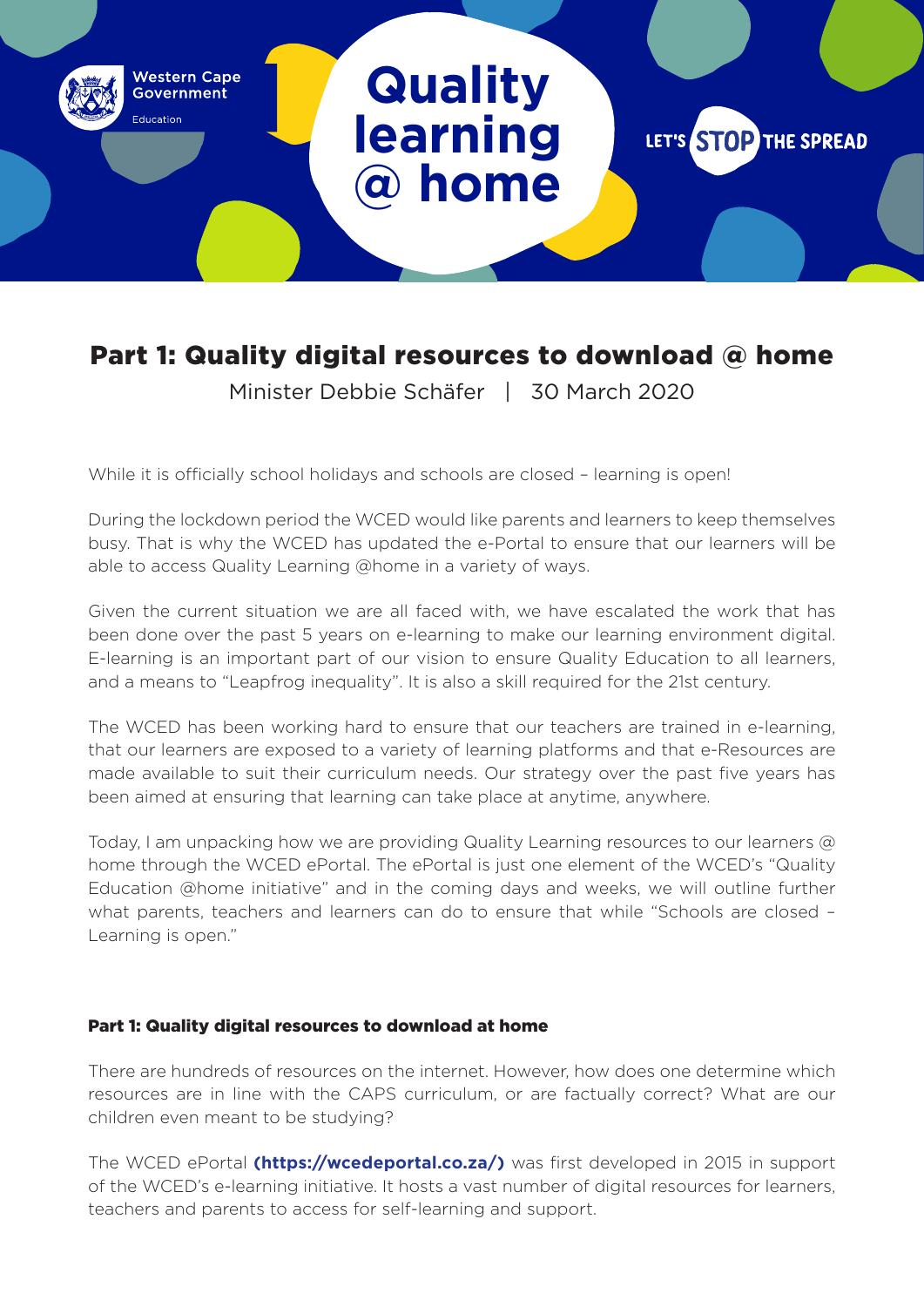Western Cape Government
Education

# Quality learning @ home

LET'S STOP THE SPREAD

## Part 1: Quality digital resources to download @ home

Minister Debbie Schäfer | 30 March 2020

While it is officially school holidays and schools are closed – learning is open!

During the lockdown period the WCED would like parents and learners to keep themselves busy. That is why the WCED has updated the e-Portal to ensure that our learners will be able to access Quality Learning @home in a variety of ways.

Given the current situation we are all faced with, we have escalated the work that has been done over the past 5 years on e-learning to make our learning environment digital. E-learning is an important part of our vision to ensure Quality Education to all learners, and a means to "Leapfrog inequality". It is also a skill required for the 21st century.

The WCED has been working hard to ensure that our teachers are trained in e-learning, that our learners are exposed to a variety of learning platforms and that e-Resources are made available to suit their curriculum needs. Our strategy over the past five years has been aimed at ensuring that learning can take place at anytime, anywhere.

Today, I am unpacking how we are providing Quality Learning resources to our learners @ home through the WCED ePortal. The ePortal is just one element of the WCED's "Quality Education @home initiative" and in the coming days and weeks, we will outline further what parents, teachers and learners can do to ensure that while "Schools are closed – Learning is open."

### Part 1: Quality digital resources to download at home

There are hundreds of resources on the internet. However, how does one determine which resources are in line with the CAPS curriculum, or are factually correct? What are our children even meant to be studying?

The WCED ePortal **(https://wcedeportal.co.za/)** was first developed in 2015 in support of the WCED's e-learning initiative. It hosts a vast number of digital resources for learners, teachers and parents to access for self-learning and support.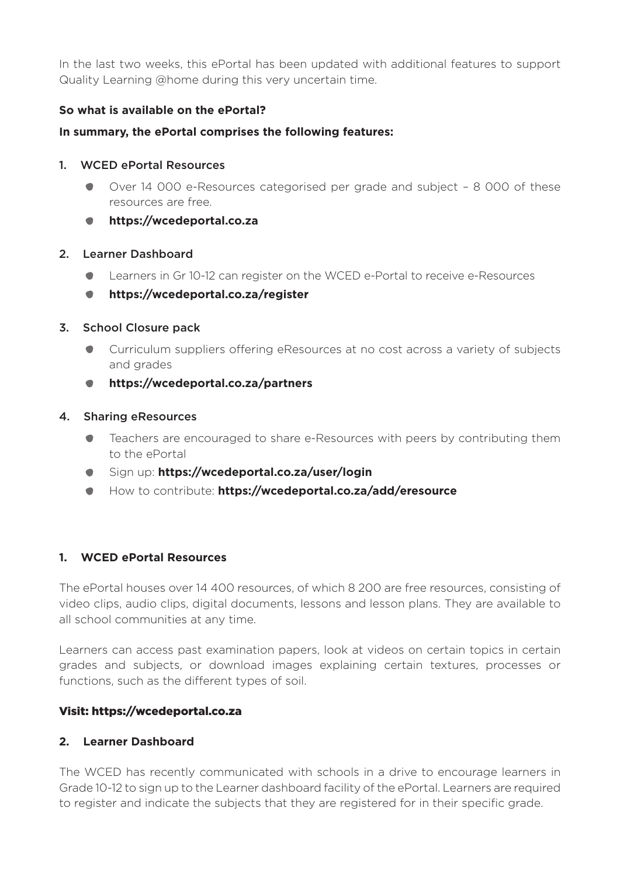In the last two weeks, this ePortal has been updated with additional features to support Quality Learning @home during this very uncertain time.

**So what is available on the ePortal?**

**In summary, the ePortal comprises the following features:**

1. WCED ePortal Resources
   - Over 14 000 e-Resources categorised per grade and subject – 8 000 of these resources are free.
   - **https://wcedeportal.co.za**

2. Learner Dashboard
   - Learners in Gr 10-12 can register on the WCED e-Portal to receive e-Resources
   - **https://wcedeportal.co.za/register**

3. School Closure pack
   - Curriculum suppliers offering eResources at no cost across a variety of subjects and grades
   - **https://wcedeportal.co.za/partners**

4. Sharing eResources
   - Teachers are encouraged to share e-Resources with peers by contributing them to the ePortal
   - Sign up: **https://wcedeportal.co.za/user/login**
   - How to contribute: **https://wcedeportal.co.za/add/eresource**

### 1. WCED ePortal Resources

The ePortal houses over 14 400 resources, of which 8 200 are free resources, consisting of video clips, audio clips, digital documents, lessons and lesson plans. They are available to all school communities at any time.

Learners can access past examination papers, look at videos on certain topics in certain grades and subjects, or download images explaining certain textures, processes or functions, such as the different types of soil.

**Visit: https://wcedeportal.co.za**

### 2. Learner Dashboard

The WCED has recently communicated with schools in a drive to encourage learners in Grade 10-12 to sign up to the Learner dashboard facility of the ePortal. Learners are required to register and indicate the subjects that they are registered for in their specific grade.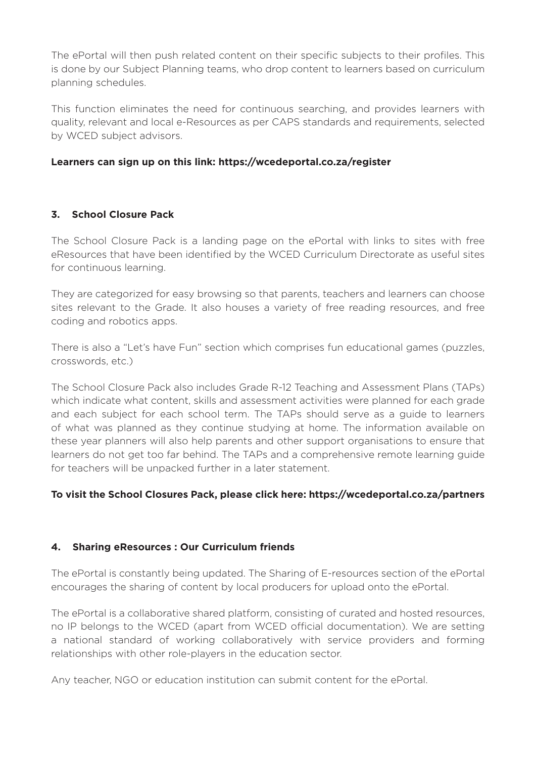The ePortal will then push related content on their specific subjects to their profiles. This is done by our Subject Planning teams, who drop content to learners based on curriculum planning schedules.

This function eliminates the need for continuous searching, and provides learners with quality, relevant and local e-Resources as per CAPS standards and requirements, selected by WCED subject advisors.

**Learners can sign up on this link: https://wcedeportal.co.za/register**

## 3. School Closure Pack

The School Closure Pack is a landing page on the ePortal with links to sites with free eResources that have been identified by the WCED Curriculum Directorate as useful sites for continuous learning.

They are categorized for easy browsing so that parents, teachers and learners can choose sites relevant to the Grade. It also houses a variety of free reading resources, and free coding and robotics apps.

There is also a "Let's have Fun" section which comprises fun educational games (puzzles, crosswords, etc.)

The School Closure Pack also includes Grade R-12 Teaching and Assessment Plans (TAPs) which indicate what content, skills and assessment activities were planned for each grade and each subject for each school term. The TAPs should serve as a guide to learners of what was planned as they continue studying at home. The information available on these year planners will also help parents and other support organisations to ensure that learners do not get too far behind. The TAPs and a comprehensive remote learning guide for teachers will be unpacked further in a later statement.

**To visit the School Closures Pack, please click here: https://wcedeportal.co.za/partners**

## 4. Sharing eResources : Our Curriculum friends

The ePortal is constantly being updated. The Sharing of E-resources section of the ePortal encourages the sharing of content by local producers for upload onto the ePortal.

The ePortal is a collaborative shared platform, consisting of curated and hosted resources, no IP belongs to the WCED (apart from WCED official documentation). We are setting a national standard of working collaboratively with service providers and forming relationships with other role-players in the education sector.

Any teacher, NGO or education institution can submit content for the ePortal.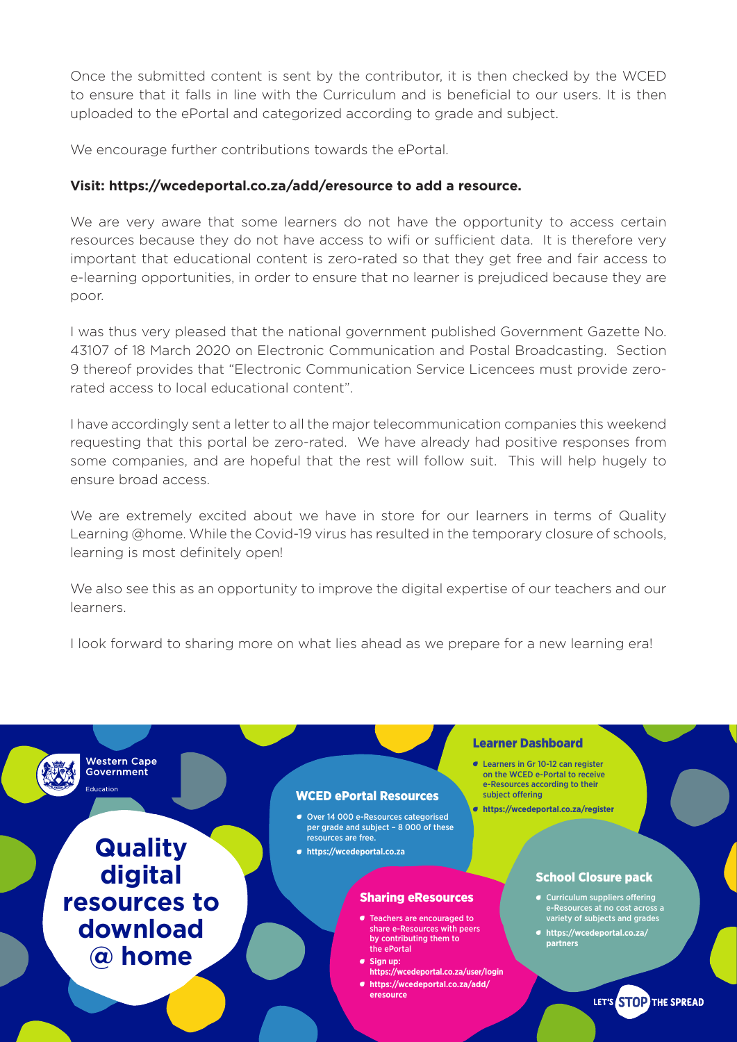Once the submitted content is sent by the contributor, it is then checked by the WCED to ensure that it falls in line with the Curriculum and is beneficial to our users. It is then uploaded to the ePortal and categorized according to grade and subject.

We encourage further contributions towards the ePortal.

**Visit: https://wcedeportal.co.za/add/eresource to add a resource.**

We are very aware that some learners do not have the opportunity to access certain resources because they do not have access to wifi or sufficient data. It is therefore very important that educational content is zero-rated so that they get free and fair access to e-learning opportunities, in order to ensure that no learner is prejudiced because they are poor.

I was thus very pleased that the national government published Government Gazette No. 43107 of 18 March 2020 on Electronic Communication and Postal Broadcasting. Section 9 thereof provides that "Electronic Communication Service Licencees must provide zero-rated access to local educational content".

I have accordingly sent a letter to all the major telecommunication companies this weekend requesting that this portal be zero-rated. We have already had positive responses from some companies, and are hopeful that the rest will follow suit. This will help hugely to ensure broad access.

We are extremely excited about we have in store for our learners in terms of Quality Learning @home. While the Covid-19 virus has resulted in the temporary closure of schools, learning is most definitely open!

We also see this as an opportunity to improve the digital expertise of our teachers and our learners.

I look forward to sharing more on what lies ahead as we prepare for a new learning era!

Western Cape Government
Education

# Quality digital resources to download @ home

### WCED ePortal Resources

- Over 14 000 e-Resources categorised per grade and subject – 8 000 of these resources are free.
- https://wcedeportal.co.za

### Learner Dashboard

- Learners in Gr 10-12 can register on the WCED e-Portal to receive e-Resources according to their subject offering
- https://wcedeportal.co.za/register

### Sharing eResources

- Teachers are encouraged to share e-Resources with peers by contributing them to the ePortal
- Sign up: https://wcedeportal.co.za/user/login
- https://wcedeportal.co.za/add/eresource

### School Closure pack

- Curriculum suppliers offering e-Resources at no cost across a variety of subjects and grades
- https://wcedeportal.co.za/partners

LET'S STOP THE SPREAD